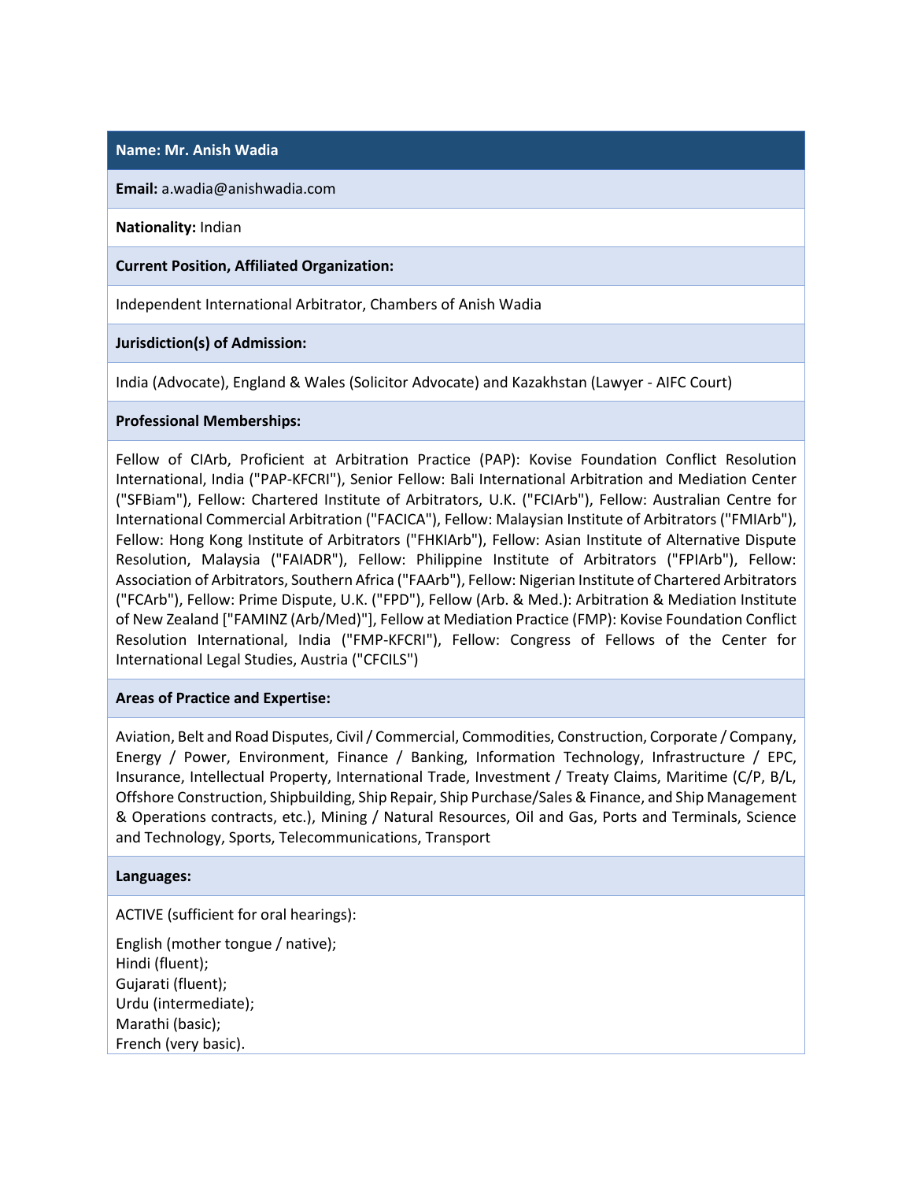**Name: Mr. Anish Wadia**

**Email:** a.wadia@anishwadia.com

**Nationality:** Indian

**Current Position, Affiliated Organization:**

Independent International Arbitrator, Chambers of Anish Wadia

**Jurisdiction(s) of Admission:**

India (Advocate), England & Wales (Solicitor Advocate) and Kazakhstan (Lawyer - AIFC Court)

**Professional Memberships:**

Fellow of CIArb, Proficient at Arbitration Practice (PAP): Kovise Foundation Conflict Resolution International, India ("PAP-KFCRI"), Senior Fellow: Bali International Arbitration and Mediation Center ("SFBiam"), Fellow: Chartered Institute of Arbitrators, U.K. ("FCIArb"), Fellow: Australian Centre for International Commercial Arbitration ("FACICA"), Fellow: Malaysian Institute of Arbitrators ("FMIArb"), Fellow: Hong Kong Institute of Arbitrators ("FHKIArb"), Fellow: Asian Institute of Alternative Dispute Resolution, Malaysia ("FAIADR"), Fellow: Philippine Institute of Arbitrators ("FPIArb"), Fellow: Association of Arbitrators, Southern Africa ("FAArb"), Fellow: Nigerian Institute of Chartered Arbitrators ("FCArb"), Fellow: Prime Dispute, U.K. ("FPD"), Fellow (Arb. & Med.): Arbitration & Mediation Institute of New Zealand ["FAMINZ (Arb/Med)"], Fellow at Mediation Practice (FMP): Kovise Foundation Conflict Resolution International, India ("FMP-KFCRI"), Fellow: Congress of Fellows of the Center for International Legal Studies, Austria ("CFCILS")

**Areas of Practice and Expertise:**

Aviation, Belt and Road Disputes, Civil / Commercial, Commodities, Construction, Corporate / Company, Energy / Power, Environment, Finance / Banking, Information Technology, Infrastructure / EPC, Insurance, Intellectual Property, International Trade, Investment / Treaty Claims, Maritime (C/P, B/L, Offshore Construction, Shipbuilding, Ship Repair, Ship Purchase/Sales & Finance, and Ship Management & Operations contracts, etc.), Mining / Natural Resources, Oil and Gas, Ports and Terminals, Science and Technology, Sports, Telecommunications, Transport

**Languages:**

ACTIVE (sufficient for oral hearings):

English (mother tongue / native);
Hindi (fluent);
Gujarati (fluent);
Urdu (intermediate);
Marathi (basic);
French (very basic).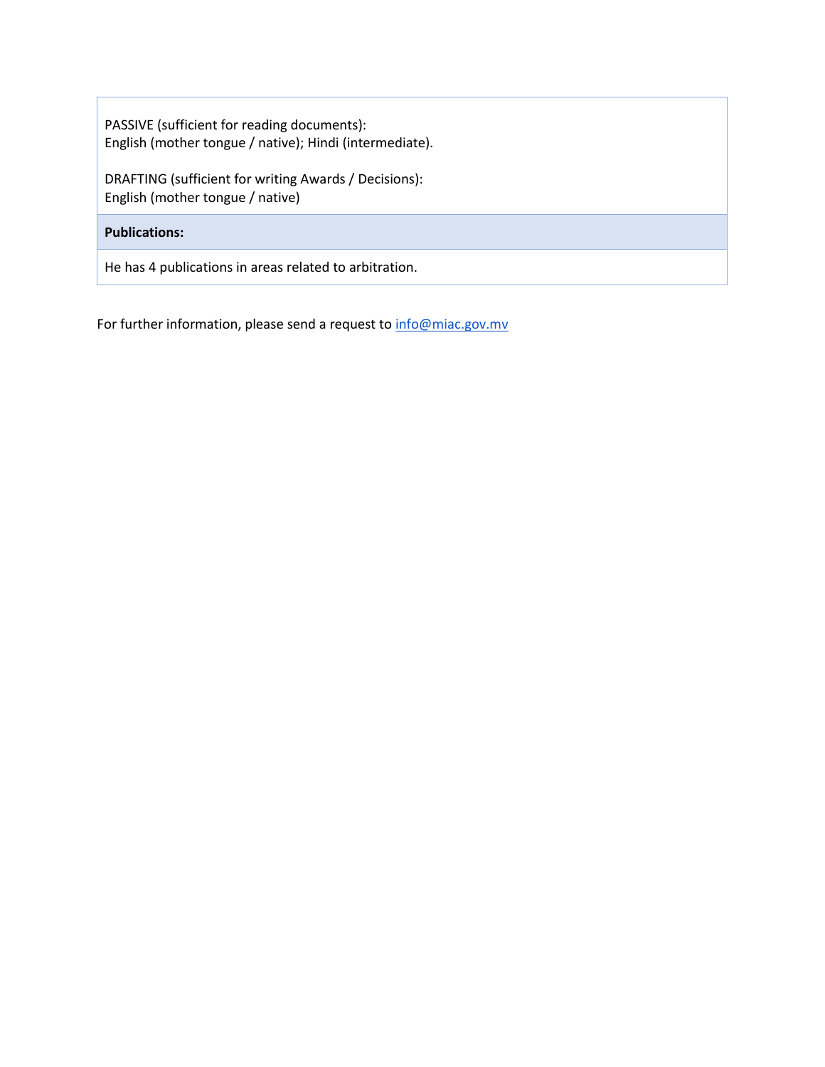PASSIVE (sufficient for reading documents):
English (mother tongue / native); Hindi (intermediate).

DRAFTING (sufficient for writing Awards / Decisions):
English (mother tongue / native)

**Publications:**

He has 4 publications in areas related to arbitration.

For further information, please send a request to info@miac.gov.mv